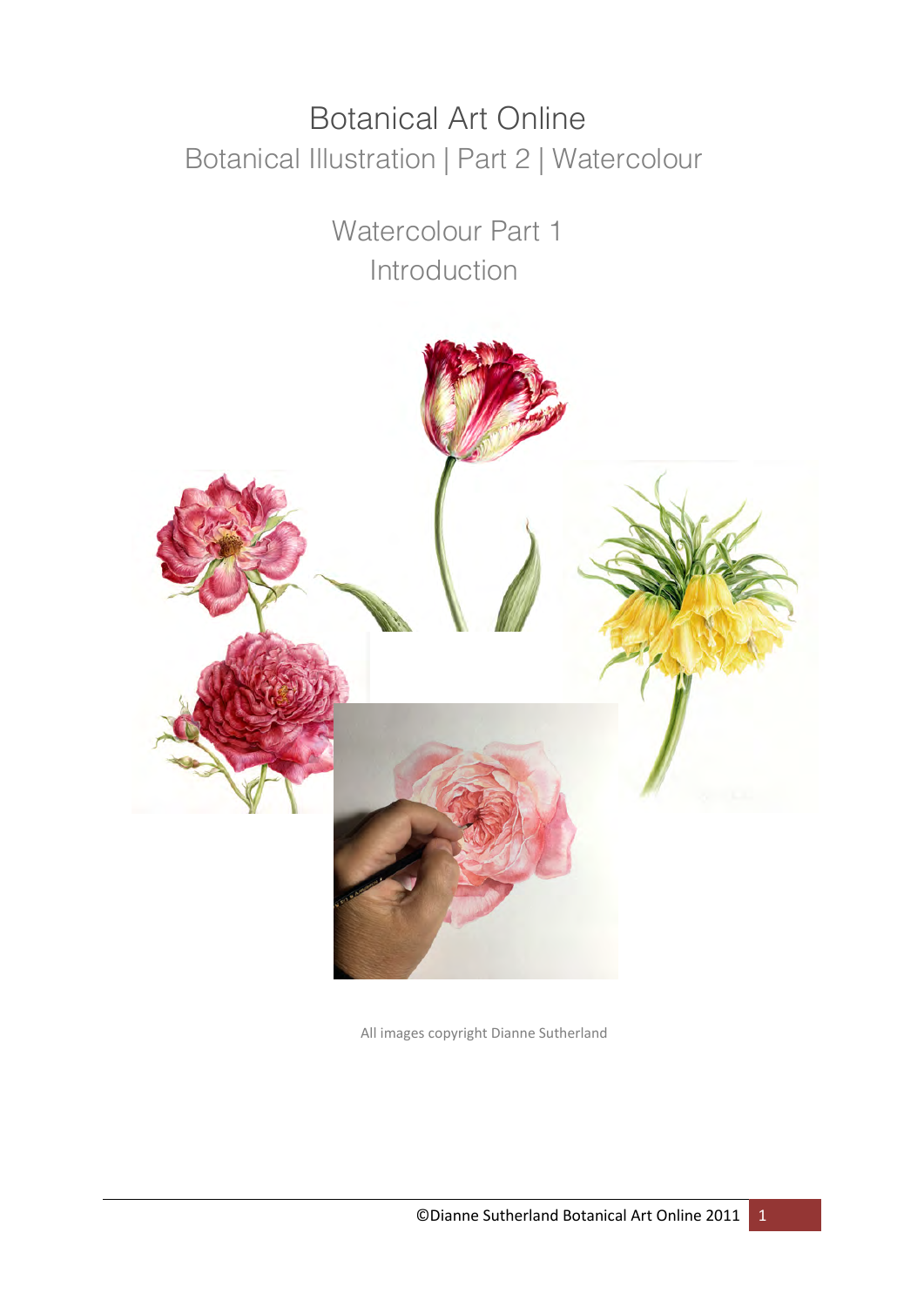# Botanical Art Online

## Botanical Illustration | Part 2 | Watercolour

### Watercolour Part 1
### Introduction

All images copyright Dianne Sutherland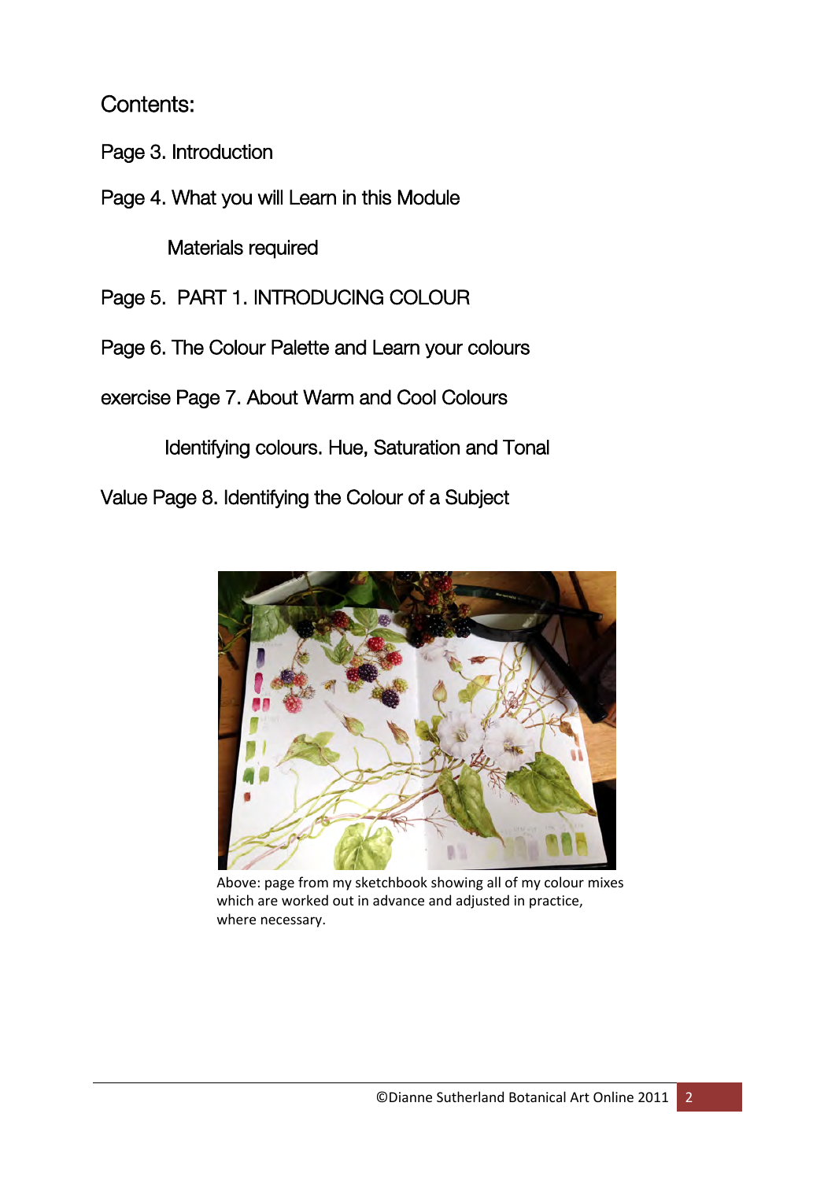Contents:

Page 3. Introduction

Page 4. What you will Learn in this Module

Materials required

Page 5. PART 1. INTRODUCING COLOUR

Page 6. The Colour Palette and Learn your colours

exercise Page 7. About Warm and Cool Colours

Identifying colours. Hue, Saturation and Tonal

Value Page 8. Identifying the Colour of a Subject

Above: page from my sketchbook showing all of my colour mixes which are worked out in advance and adjusted in practice, where necessary.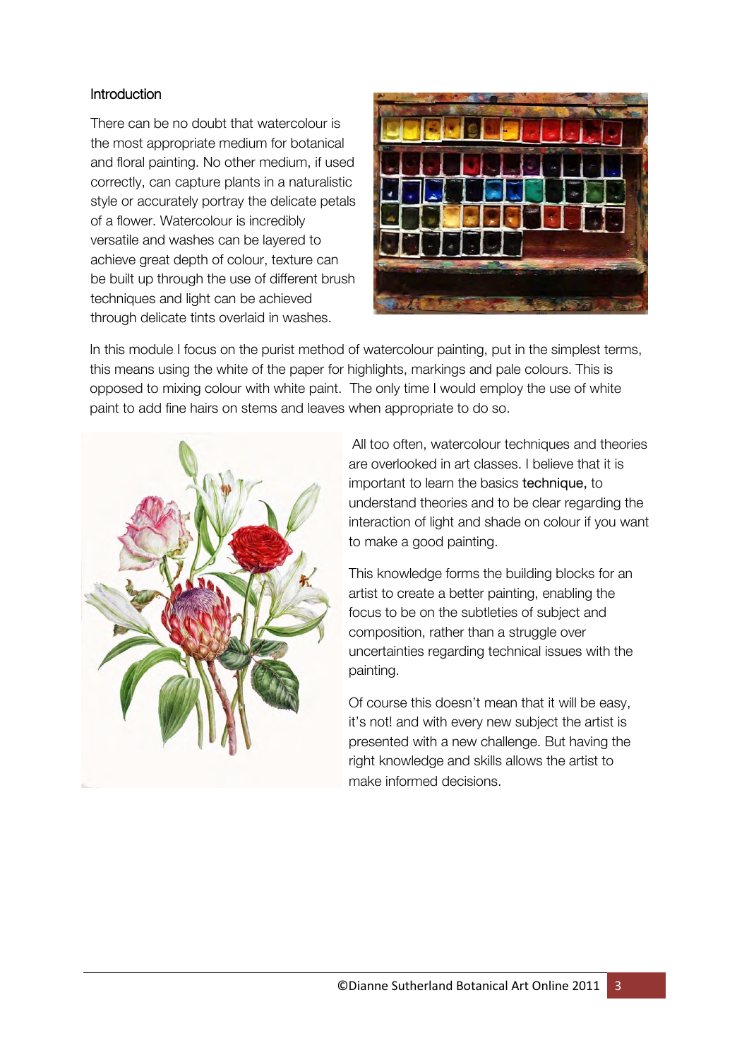## Introduction

There can be no doubt that watercolour is the most appropriate medium for botanical and floral painting. No other medium, if used correctly, can capture plants in a naturalistic style or accurately portray the delicate petals of a flower. Watercolour is incredibly versatile and washes can be layered to achieve great depth of colour, texture can be built up through the use of different brush techniques and light can be achieved through delicate tints overlaid in washes.

In this module I focus on the purist method of watercolour painting, put in the simplest terms, this means using the white of the paper for highlights, markings and pale colours. This is opposed to mixing colour with white paint. The only time I would employ the use of white paint to add fine hairs on stems and leaves when appropriate to do so.

All too often, watercolour techniques and theories are overlooked in art classes. I believe that it is important to learn the basics technique, to understand theories and to be clear regarding the interaction of light and shade on colour if you want to make a good painting.

This knowledge forms the building blocks for an artist to create a better painting, enabling the focus to be on the subtleties of subject and composition, rather than a struggle over uncertainties regarding technical issues with the painting.

Of course this doesn't mean that it will be easy, it's not! and with every new subject the artist is presented with a new challenge. But having the right knowledge and skills allows the artist to make informed decisions.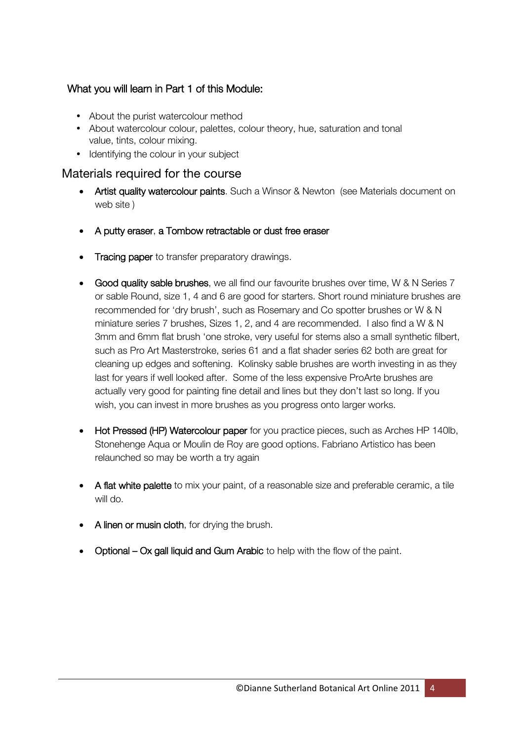### What you will learn in Part 1 of this Module:

- About the purist watercolour method
- About watercolour colour, palettes, colour theory, hue, saturation and tonal value, tints, colour mixing.
- Identifying the colour in your subject

## Materials required for the course

- **Artist quality watercolour paints**. Such a Winsor & Newton (see Materials document on web site )
- **A putty eraser**, **a Tombow retractable or dust free eraser**
- **Tracing paper** to transfer preparatory drawings.
- **Good quality sable brushes**, we all find our favourite brushes over time, W & N Series 7 or sable Round, size 1, 4 and 6 are good for starters. Short round miniature brushes are recommended for 'dry brush', such as Rosemary and Co spotter brushes or W & N miniature series 7 brushes, Sizes 1, 2, and 4 are recommended. I also find a W & N 3mm and 6mm flat brush 'one stroke, very useful for stems also a small synthetic filbert, such as Pro Art Masterstroke, series 61 and a flat shader series 62 both are great for cleaning up edges and softening. Kolinsky sable brushes are worth investing in as they last for years if well looked after. Some of the less expensive ProArte brushes are actually very good for painting fine detail and lines but they don't last so long. If you wish, you can invest in more brushes as you progress onto larger works.
- **Hot Pressed (HP) Watercolour paper** for you practice pieces, such as Arches HP 140lb, Stonehenge Aqua or Moulin de Roy are good options. Fabriano Artistico has been relaunched so may be worth a try again
- **A flat white palette** to mix your paint, of a reasonable size and preferable ceramic, a tile will do.
- **A linen or musin cloth**, for drying the brush.
- **Optional – Ox gall liquid and Gum Arabic** to help with the flow of the paint.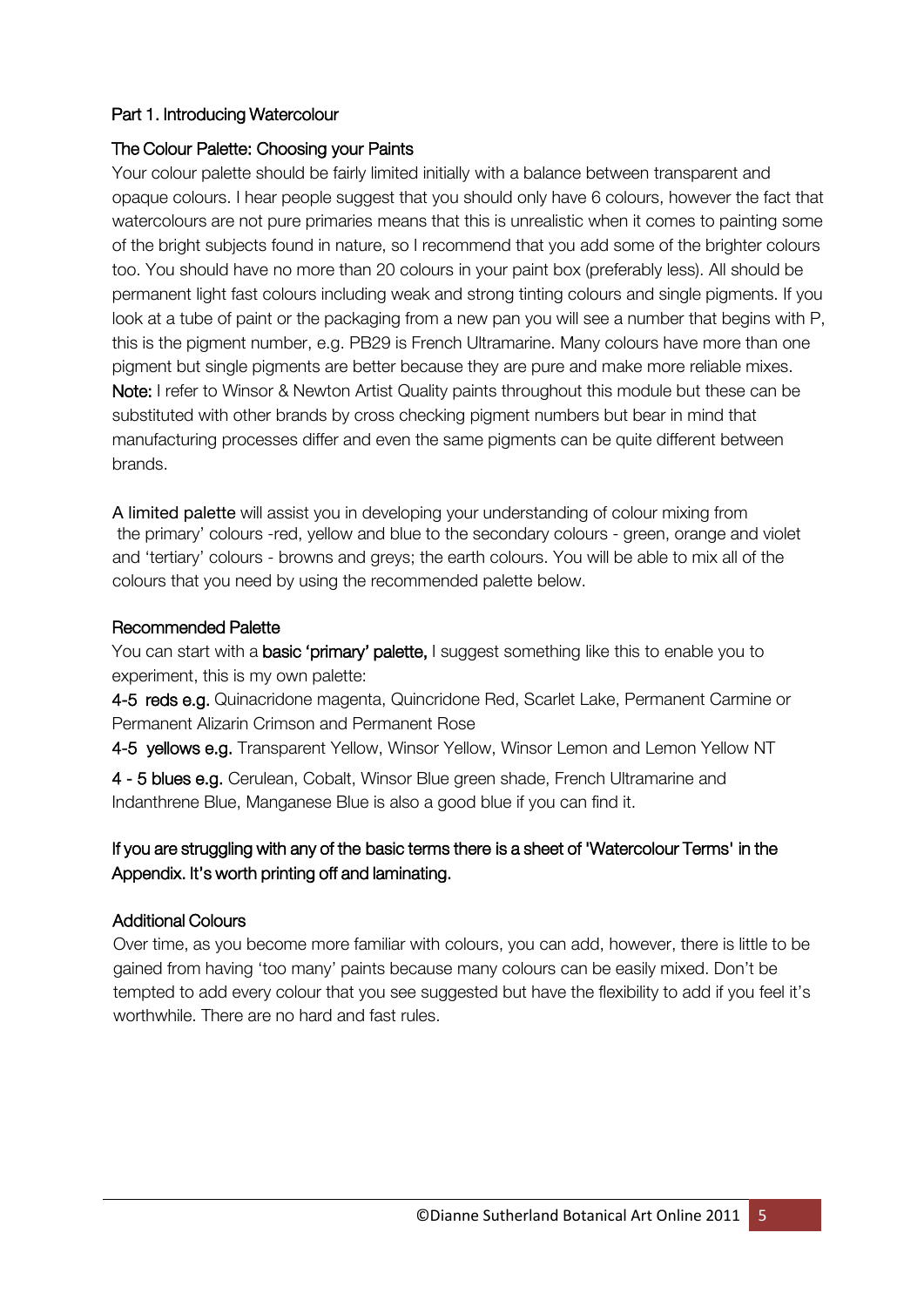## Part 1. Introducing Watercolour

### The Colour Palette: Choosing your Paints

Your colour palette should be fairly limited initially with a balance between transparent and opaque colours. I hear people suggest that you should only have 6 colours, however the fact that watercolours are not pure primaries means that this is unrealistic when it comes to painting some of the bright subjects found in nature, so I recommend that you add some of the brighter colours too. You should have no more than 20 colours in your paint box (preferably less). All should be permanent light fast colours including weak and strong tinting colours and single pigments. If you look at a tube of paint or the packaging from a new pan you will see a number that begins with P, this is the pigment number, e.g. PB29 is French Ultramarine. Many colours have more than one pigment but single pigments are better because they are pure and make more reliable mixes. **Note:** I refer to Winsor & Newton Artist Quality paints throughout this module but these can be substituted with other brands by cross checking pigment numbers but bear in mind that manufacturing processes differ and even the same pigments can be quite different between brands.

**A limited palette** will assist you in developing your understanding of colour mixing from the primary' colours -red, yellow and blue to the secondary colours - green, orange and violet and 'tertiary' colours - browns and greys; the earth colours. You will be able to mix all of the colours that you need by using the recommended palette below.

### Recommended Palette

You can start with a **basic 'primary' palette,** I suggest something like this to enable you to experiment, this is my own palette:

**4-5 reds e.g.** Quinacridone magenta, Quincridone Red, Scarlet Lake, Permanent Carmine or Permanent Alizarin Crimson and Permanent Rose

**4-5 yellows e.g.** Transparent Yellow, Winsor Yellow, Winsor Lemon and Lemon Yellow NT

**4 - 5 blues e.g.** Cerulean, Cobalt, Winsor Blue green shade, French Ultramarine and Indanthrene Blue, Manganese Blue is also a good blue if you can find it.

If you are struggling with any of the basic terms there is a sheet of 'Watercolour Terms' in the Appendix. It's worth printing off and laminating.

### Additional Colours

Over time, as you become more familiar with colours, you can add, however, there is little to be gained from having 'too many' paints because many colours can be easily mixed. Don't be tempted to add every colour that you see suggested but have the flexibility to add if you feel it's worthwhile. There are no hard and fast rules.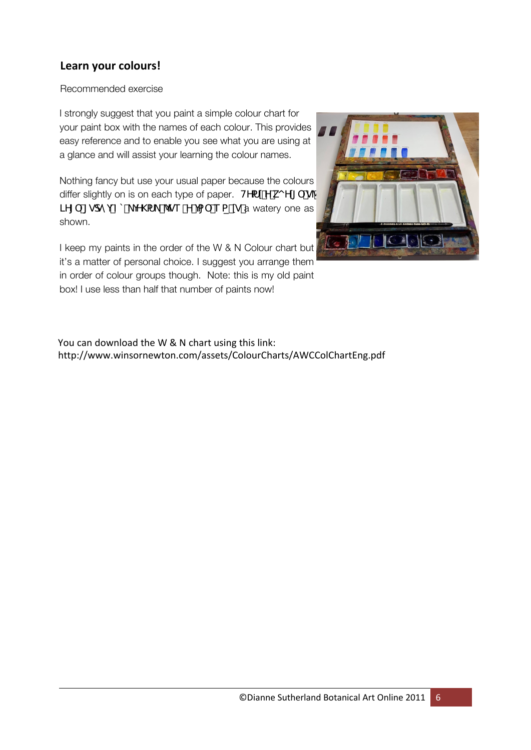## Learn your colours!

Recommended exercise

I strongly suggest that you paint a simple colour chart for your paint box with the names of each colour. This provides easy reference and to enable you see what you are using at a glance and will assist your learning the colour names.

Nothing fancy but use your usual paper because the colours differ slightly on is on each type of paper. 7HPU[H Z^HJ OVM LHJ O] VSA\ Y] `NMHKPUN MVT H YP OT P V a watery one as shown.

I keep my paints in the order of the W & N Colour chart but it's a matter of personal choice. I suggest you arrange them in order of colour groups though. Note: this is my old paint box! I use less than half that number of paints now!

You can download the W & N chart using this link:
http://www.winsornewton.com/assets/ColourCharts/AWCColChartEng.pdf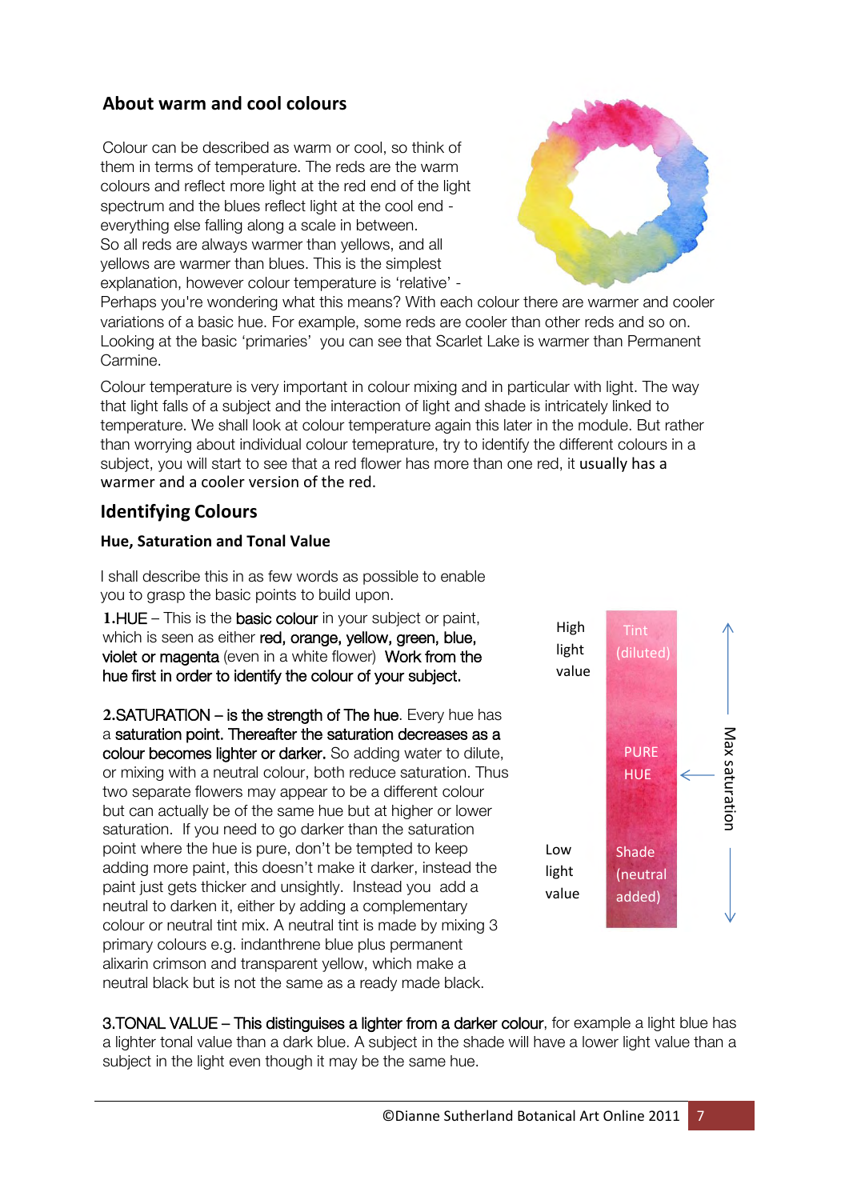## About warm and cool colours

Colour can be described as warm or cool, so think of them in terms of temperature. The reds are the warm colours and reflect more light at the red end of the light spectrum and the blues reflect light at the cool end - everything else falling along a scale in between. So all reds are always warmer than yellows, and all yellows are warmer than blues. This is the simplest explanation, however colour temperature is 'relative' - Perhaps you're wondering what this means? With each colour there are warmer and cooler variations of a basic hue. For example, some reds are cooler than other reds and so on. Looking at the basic 'primaries' you can see that Scarlet Lake is warmer than Permanent Carmine.

Colour temperature is very important in colour mixing and in particular with light. The way that light falls of a subject and the interaction of light and shade is intricately linked to temperature. We shall look at colour temperature again this later in the module. But rather than worrying about individual colour temepraturе, try to identify the different colours in a subject, you will start to see that a red flower has more than one red, it usually has a warmer and a cooler version of the red.

## Identifying Colours

### Hue, Saturation and Tonal Value

I shall describe this in as few words as possible to enable you to grasp the basic points to build upon.

**1.** HUE – This is the basic colour in your subject or paint, which is seen as either red, orange, yellow, green, blue, violet or magenta (even in a white flower) Work from the hue first in order to identify the colour of your subject.

**2.** SATURATION – is the strength of The hue. Every hue has a saturation point. Thereafter the saturation decreases as a colour becomes lighter or darker. So adding water to dilute, or mixing with a neutral colour, both reduce saturation. Thus two separate flowers may appear to be a different colour but can actually be of the same hue but at higher or lower saturation. If you need to go darker than the saturation point where the hue is pure, don't be tempted to keep adding more paint, this doesn't make it darker, instead the paint just gets thicker and unsightly. Instead you add a neutral to darken it, either by adding a complementary colour or neutral tint mix. A neutral tint is made by mixing 3 primary colours e.g. indanthrene blue plus permanent alixarin crimson and transparent yellow, which make a neutral black but is not the same as a ready made black.

High light value — Tint (diluted)

PURE HUE ← Max saturation

Low light value — Shade (neutral added)

**3.** TONAL VALUE – This distinguises a lighter from a darker colour, for example a light blue has a lighter tonal value than a dark blue. A subject in the shade will have a lower light value than a subject in the light even though it may be the same hue.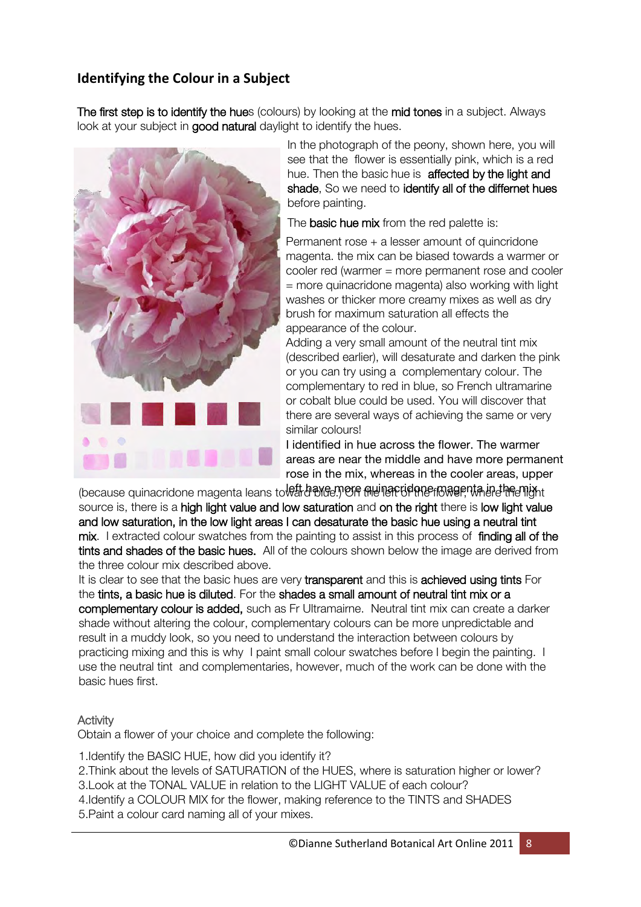## Identifying the Colour in a Subject

The first step is to identify the hues (colours) by looking at the mid tones in a subject. Always look at your subject in good natural daylight to identify the hues.

In the photograph of the peony, shown here, you will see that the flower is essentially pink, which is a red hue. Then the basic hue is affected by the light and shade, So we need to identify all of the differnet hues before painting.

The basic hue mix from the red palette is:

Permanent rose + a lesser amount of quincridone magenta. the mix can be biased towards a warmer or cooler red (warmer = more permanent rose and cooler = more quinacridone magenta) also working with light washes or thicker more creamy mixes as well as dry brush for maximum saturation all effects the appearance of the colour.

Adding a very small amount of the neutral tint mix (described earlier), will desaturate and darken the pink or you can try using a complementary colour. The complementary to red in blue, so French ultramarine or cobalt blue could be used. You will discover that there are several ways of achieving the same or very similar colours!

I identified in hue across the flower. The warmer areas are near the middle and have more permanent rose in the mix, whereas in the cooler areas, upper left have more quinacridone magenta in the mix (because quinacridone magenta leans toward blue.) On the left of the flower, where the light source is, there is a high light value and low saturation and on the right there is low light value and low saturation, in the low light areas I can desaturate the basic hue using a neutral tint mix. I extracted colour swatches from the painting to assist in this process of finding all of the tints and shades of the basic hues. All of the colours shown below the image are derived from the three colour mix described above.

It is clear to see that the basic hues are very transparent and this is achieved using tints For the tints, a basic hue is diluted. For the shades a small amount of neutral tint mix or a complementary colour is added, such as Fr Ultramairne. Neutral tint mix can create a darker shade without altering the colour, complementary colours can be more unpredictable and result in a muddy look, so you need to understand the interaction between colours by practicing mixing and this is why I paint small colour swatches before I begin the painting. I use the neutral tint and complementaries, however, much of the work can be done with the basic hues first.

Activity

Obtain a flower of your choice and complete the following:

1.Identify the BASIC HUE, how did you identify it?
2.Think about the levels of SATURATION of the HUES, where is saturation higher or lower?
3.Look at the TONAL VALUE in relation to the LIGHT VALUE of each colour?
4.Identify a COLOUR MIX for the flower, making reference to the TINTS and SHADES
5.Paint a colour card naming all of your mixes.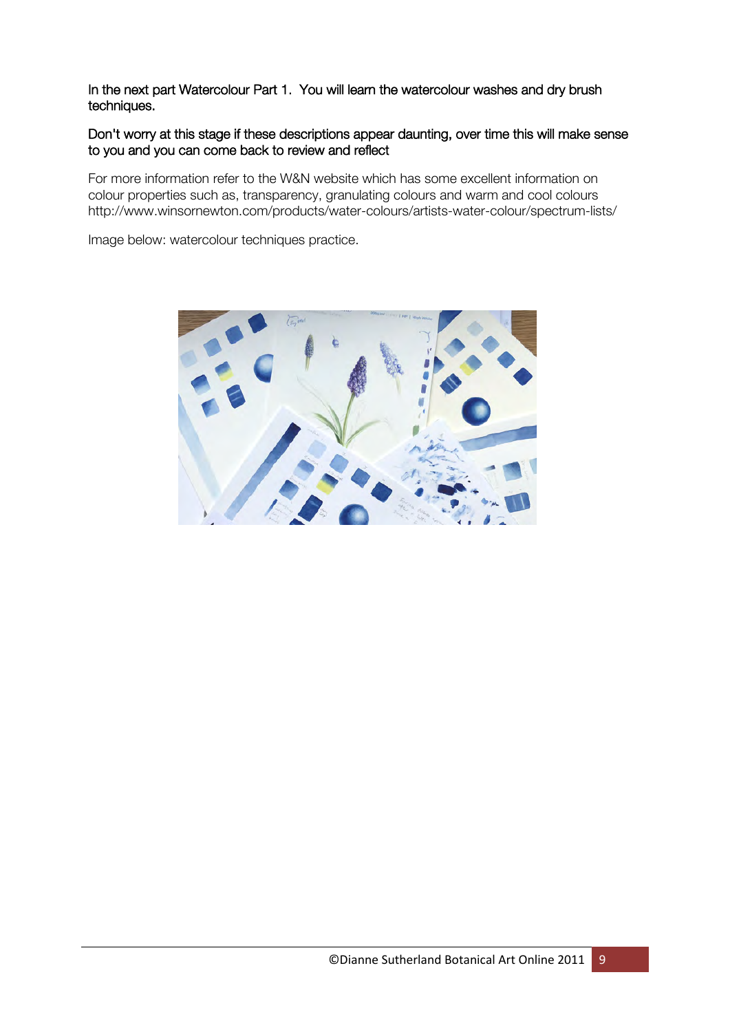In the next part Watercolour Part 1. You will learn the watercolour washes and dry brush techniques.

Don't worry at this stage if these descriptions appear daunting, over time this will make sense to you and you can come back to review and reflect

For more information refer to the W&N website which has some excellent information on colour properties such as, transparency, granulating colours and warm and cool colours http://www.winsornewton.com/products/water-colours/artists-water-colour/spectrum-lists/

Image below: watercolour techniques practice.